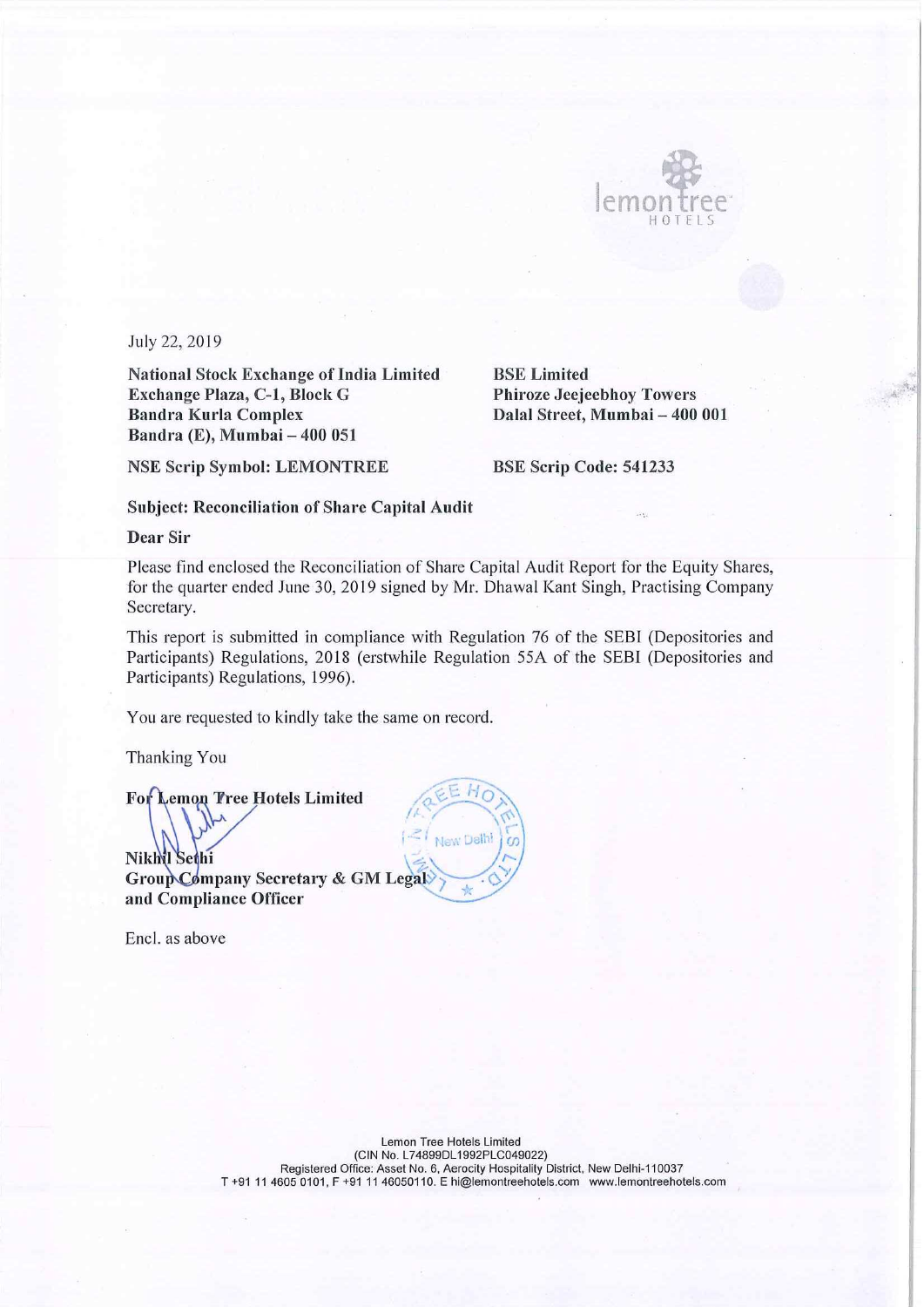July 22, 2019

**National Stock Exchange of India Limited**
**Exchange Plaza, C-1, Block G**
**Bandra Kurla Complex**
**Bandra (E), Mumbai – 400 051**

**NSE Scrip Symbol: LEMONTREE**

**BSE Limited**
**Phiroze Jeejeebhoy Towers**
**Dalal Street, Mumbai – 400 001**

**BSE Scrip Code: 541233**

**Subject: Reconciliation of Share Capital Audit**

**Dear Sir**

Please find enclosed the Reconciliation of Share Capital Audit Report for the Equity Shares, for the quarter ended June 30, 2019 signed by Mr. Dhawal Kant Singh, Practising Company Secretary.

This report is submitted in compliance with Regulation 76 of the SEBI (Depositories and Participants) Regulations, 2018 (erstwhile Regulation 55A of the SEBI (Depositories and Participants) Regulations, 1996).

You are requested to kindly take the same on record.

Thanking You

**For Lemon Tree Hotels Limited**

**Nikhil Sethi**
**Group Company Secretary & GM Legal and Compliance Officer**

Encl. as above

Lemon Tree Hotels Limited
(CIN No. L74899DL1992PLC049022)
Registered Office: Asset No. 6, Aerocity Hospitality District, New Delhi-110037
T +91 11 4605 0101, F +91 11 46050110. E hi@lemontreehotels.com www.lemontreehotels.com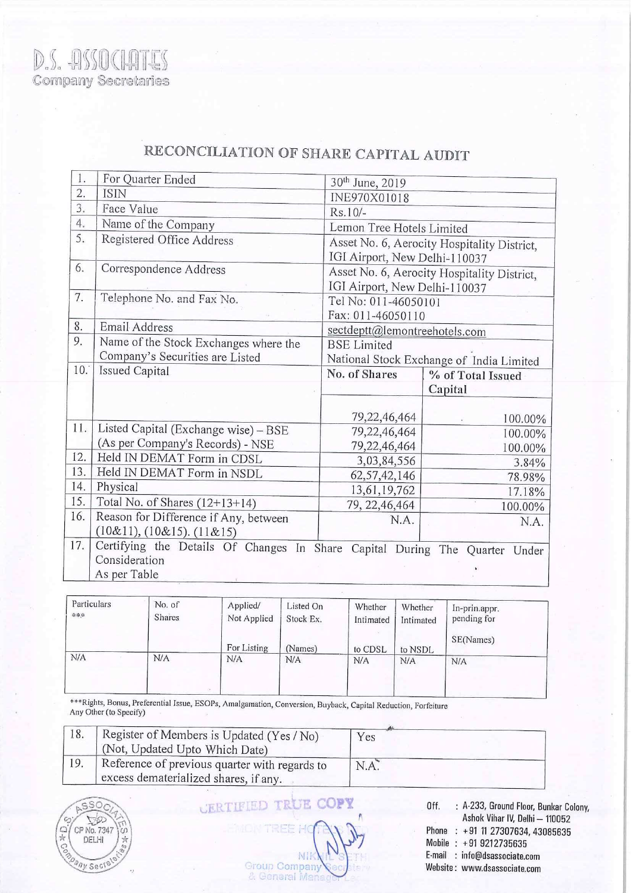D.S. ASSOCIATES
Company Secretaries

# RECONCILIATION OF SHARE CAPITAL AUDIT

| | | | |
|---|---|---|---|
| 1. | For Quarter Ended | 30th June, 2019 | |
| 2. | ISIN | INE970X01018 | |
| 3. | Face Value | Rs.10/- | |
| 4. | Name of the Company | Lemon Tree Hotels Limited | |
| 5. | Registered Office Address | Asset No. 6, Aerocity Hospitality District, IGI Airport, New Delhi-110037 | |
| 6. | Correspondence Address | Asset No. 6, Aerocity Hospitality District, IGI Airport, New Delhi-110037 | |
| 7. | Telephone No. and Fax No. | Tel No: 011-46050101<br>Fax: 011-46050110 | |
| 8. | Email Address | sectdeptt@lemontreehotels.com | |
| 9. | Name of the Stock Exchanges where the Company's Securities are Listed | BSE Limited<br>National Stock Exchange of India Limited | |
| 10. | Issued Capital | No. of Shares | % of Total Issued Capital |
| | | 79,22,46,464 | 100.00% |
| 11. | Listed Capital (Exchange wise) – BSE<br>(As per Company's Records) - NSE | 79,22,46,464<br>79,22,46,464 | 100.00%<br>100.00% |
| 12. | Held IN DEMAT Form in CDSL | 3,03,84,556 | 3.84% |
| 13. | Held IN DEMAT Form in NSDL | 62,57,42,146 | 78.98% |
| 14. | Physical | 13,61,19,762 | 17.18% |
| 15. | Total No. of Shares (12+13+14) | 79, 22,46,464 | 100.00% |
| 16. | Reason for Difference if Any, between (10&11), (10&15). (11&15) | N.A. | N.A. |
| 17. | Certifying the Details Of Changes In Share Capital During The Quarter Under Consideration<br>As per Table | | |

| Particulars *** | No. of Shares | Applied/ Not Applied For Listing | Listed On Stock Ex. (Names) | Whether Intimated to CDSL | Whether Intimated to NSDL | In-prin.appr. pending for SE(Names) |
|---|---|---|---|---|---|---|
| N/A | N/A | N/A | N/A | N/A | N/A | N/A |

***Rights, Bonus, Preferential Issue, ESOPs, Amalgamation, Conversion, Buyback, Capital Reduction, Forfeiture Any Other (to Specify)

| | | |
|---|---|---|
| 18. | Register of Members is Updated (Yes / No) (Not, Updated Upto Which Date) | Yes |
| 19. | Reference of previous quarter with regards to excess dematerialized shares, if any. | N.A. |

CERTIFIED TRUE COPY

NIKHIL SETHI
Group Company Secretary
& General Manager Legal

Off. : A-233, Ground Floor, Bunkar Colony, Ashok Vihar IV, Delhi – 110052
Phone : +91 11 27307634, 43085635
Mobile : +91 9212735635
E-mail : info@dsassociate.com
Website : www.dsassociate.com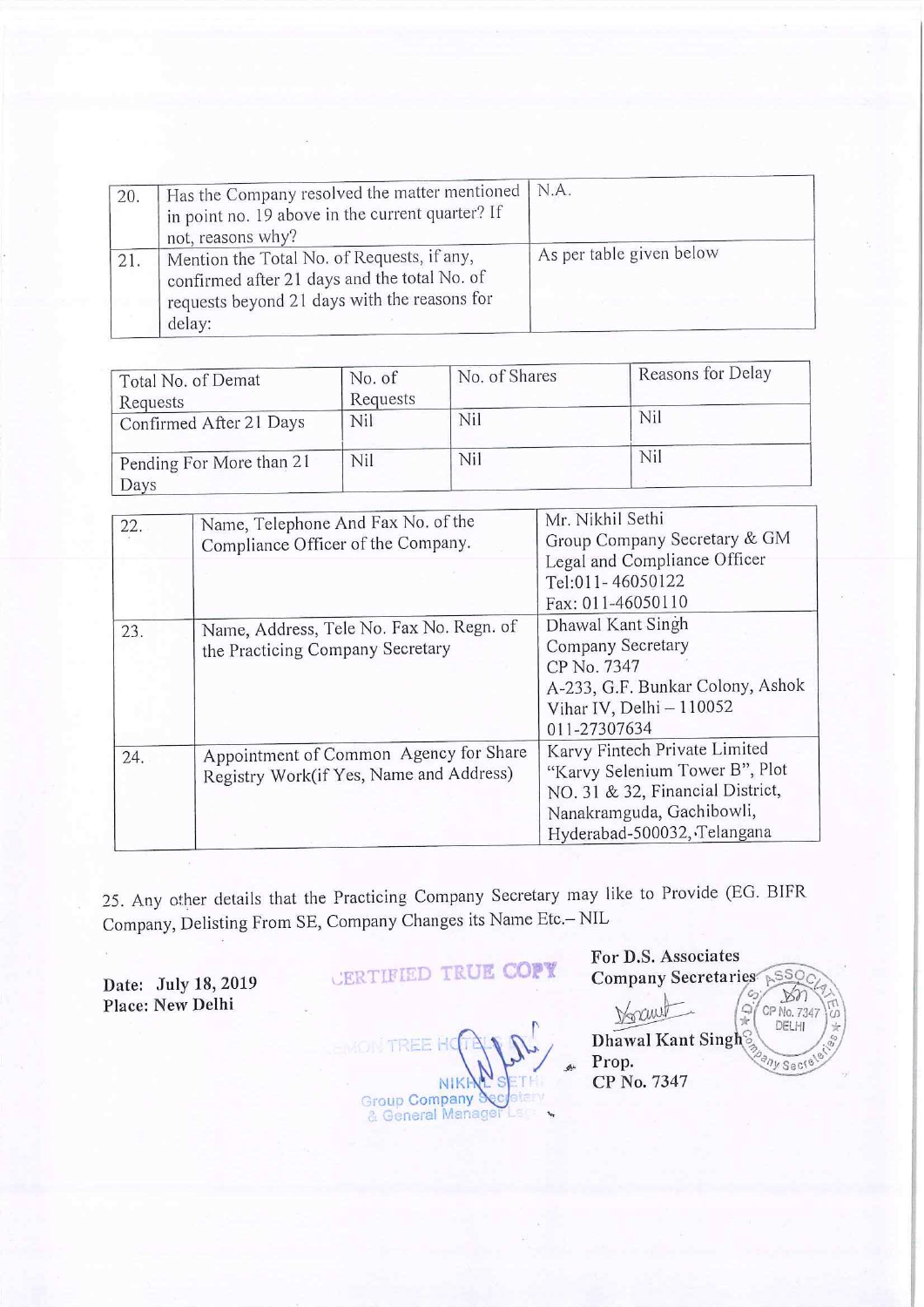| | | |
|---|---|---|
| 20. | Has the Company resolved the matter mentioned in point no. 19 above in the current quarter? If not, reasons why? | N.A. |
| 21. | Mention the Total No. of Requests, if any, confirmed after 21 days and the total No. of requests beyond 21 days with the reasons for delay: | As per table given below |

| Total No. of Demat Requests | No. of Requests | No. of Shares | Reasons for Delay |
|---|---|---|---|
| Confirmed After 21 Days | Nil | Nil | Nil |
| Pending For More than 21 Days | Nil | Nil | Nil |

| | | |
|---|---|---|
| 22. | Name, Telephone And Fax No. of the Compliance Officer of the Company. | Mr. Nikhil Sethi<br>Group Company Secretary & GM Legal and Compliance Officer<br>Tel:011- 46050122<br>Fax: 011-46050110 |
| 23. | Name, Address, Tele No. Fax No. Regn. of the Practicing Company Secretary | Dhawal Kant Singh<br>Company Secretary<br>CP No. 7347<br>A-233, G.F. Bunkar Colony, Ashok Vihar IV, Delhi – 110052<br>011-27307634 |
| 24. | Appointment of Common Agency for Share Registry Work(if Yes, Name and Address) | Karvy Fintech Private Limited<br>"Karvy Selenium Tower B", Plot NO. 31 & 32, Financial District, Nanakramguda, Gachibowli, Hyderabad-500032, Telangana |

25. Any other details that the Practicing Company Secretary may like to Provide (EG. BIFR Company, Delisting From SE, Company Changes its Name Etc.– NIL

**Date: July 18, 2019**
**Place: New Delhi**

CERTIFIED TRUE COPY

LEMON TREE HOTELS LIMITED
NIKHIL SETHI
Group Company Secretary
& General Manager Legal

**For D.S. Associates**
**Company Secretaries**

**Dhawal Kant Singh**
**Prop.**
**CP No. 7347**